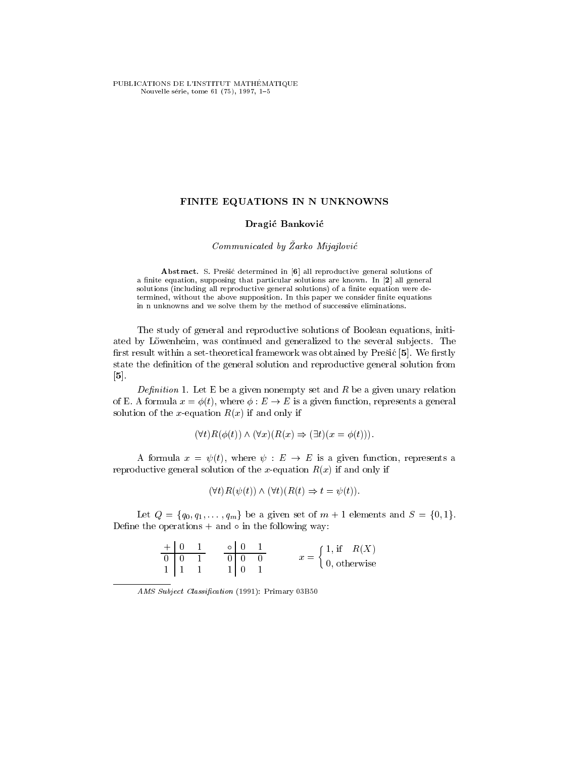# FINITE EQUATIONS IN N UNKNOWNS

**Dragić Banković**

*Communicated by Žarko Mijajlović*

**Abstract.** S. Prešić determined in [**6**] all reproductive general solutions of a finite equation, supposing that particular solutions are known. In [**2**] all general solutions (including all reproductive general solutions) of a finite equation were determined, without the above supposition. In this paper we consider finite equations in n unknowns and we solve them by the method of successive eliminations.

The study of general and reproductive solutions of Boolean equations, initiated by Löwenheim, was continued and generalized to the several subjects. The first result within a set-theoretical framework was obtained by Prešić [**5**]. We firstly state the definition of the general solution and reproductive general solution from [**5**].

*Definition* 1. Let E be a given nonempty set and $R$ be a given unary relation of E. A formula $x = \phi(t)$, where $\phi : E \to E$ is a given function, represents a general solution of the $x$-equation $R(x)$ if and only if

$$(\forall t) R(\phi(t)) \wedge (\forall x)(R(x) \Rightarrow (\exists t)(x = \phi(t))).$$

A formula $x = \psi(t)$, where $\psi : E \to E$ is a given function, represents a reproductive general solution of the $x$-equation $R(x)$ if and only if

$$(\forall t) R(\psi(t)) \wedge (\forall t)(R(t) \Rightarrow t = \psi(t)).$$

Let $Q = \{q_0, q_1, \dots, q_m\}$ be a given set of $m+1$ elements and $S = \{0, 1\}$. Define the operations $+$ and $\circ$ in the following way:

| $+$ | 0 | 1 |
|---|---|---|
| 0 | 0 | 1 |
| 1 | 1 | 1 |

| $\circ$ | 0 | 1 |
|---|---|---|
| 0 | 0 | 0 |
| 1 | 0 | 1 |

$$x = \begin{cases} 1, \text{if} \quad R(X) \\ 0, \text{otherwise} \end{cases}$$

AMS Subject Classification (1991): Primary 03B50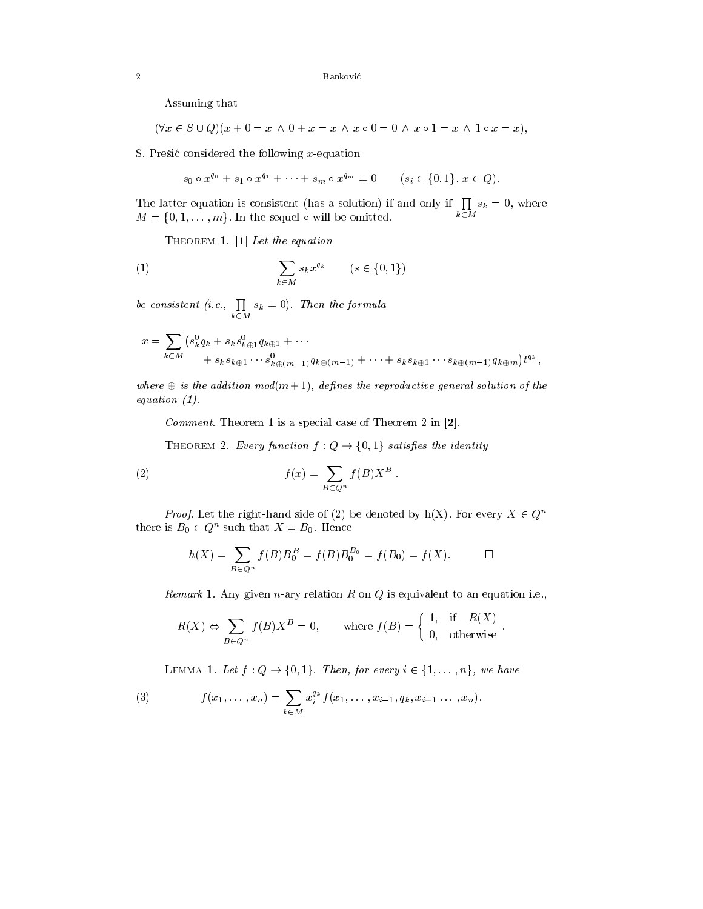Assuming that

$$(\forall x \in S \cup Q)(x + 0 = x \wedge 0 + x = x \wedge x \circ 0 = 0 \wedge x \circ 1 = x \wedge 1 \circ x = x),$$

S. Prešić considered the following $x$-equation

$$s_0 \circ x^{q_0} + s_1 \circ x^{q_1} + \cdots + s_m \circ x^{q_m} = 0 \qquad (s_i \in \{0,1\},\, x \in Q).$$

The latter equation is consistent (has a solution) if and only if $\prod_{k \in M} s_k = 0$, where $M = \{0, 1, \ldots, m\}$. In the sequel $\circ$ will be omitted.

Theorem 1. [**1**] *Let the equation*

$$\sum_{k \in M} s_k x^{q_k} \qquad (s \in \{0,1\}) \tag{1}$$

*be consistent (i.e.,* $\prod_{k \in M} s_k = 0$*). Then the formula*

$$x = \sum_{k \in M} \big( s_k^0 q_k + s_k s_{k\oplus 1}^0 q_{k \oplus 1} + \cdots + s_k s_{k\oplus 1} \cdots s_{k \oplus (m-1)}^0 q_{k \oplus (m-1)} + \cdots + s_k s_{k \oplus 1} \cdots s_{k \oplus (m-1)} q_{k \oplus m} \big) t^{q_k},$$

*where $\oplus$ is the addition mod$(m+1)$, defines the reproductive general solution of the equation (1).*

*Comment.* Theorem 1 is a special case of Theorem 2 in [**2**].

Theorem 2. *Every function $f : Q \to \{0,1\}$ satisfies the identity*

$$f(x) = \sum_{B \in Q^n} f(B) X^B\,. \tag{2}$$

*Proof.* Let the right-hand side of (2) be denoted by h(X). For every $X \in Q^n$ there is $B_0 \in Q^n$ such that $X = B_0$. Hence

$$h(X) = \sum_{B \in Q^n} f(B) B_0^B = f(B) B_0^{B_0} = f(B_0) = f(X). \qquad \square$$

*Remark* 1. Any given $n$-ary relation $R$ on $Q$ is equivalent to an equation i.e.,

$$R(X) \Leftrightarrow \sum_{B \in Q^n} f(B) X^B = 0, \qquad \text{where } f(B) = \begin{cases} 1, & \text{if } \; R(X) \\ 0, & \text{otherwise} \end{cases}.$$

Lemma 1. *Let $f : Q \to \{0,1\}$. Then, for every $i \in \{1, \ldots, n\}$, we have*

$$f(x_1, \ldots, x_n) = \sum_{k \in M} x_i^{q_k} f(x_1, \ldots, x_{i-1}, q_k, x_{i+1} \ldots, x_n). \tag{3}$$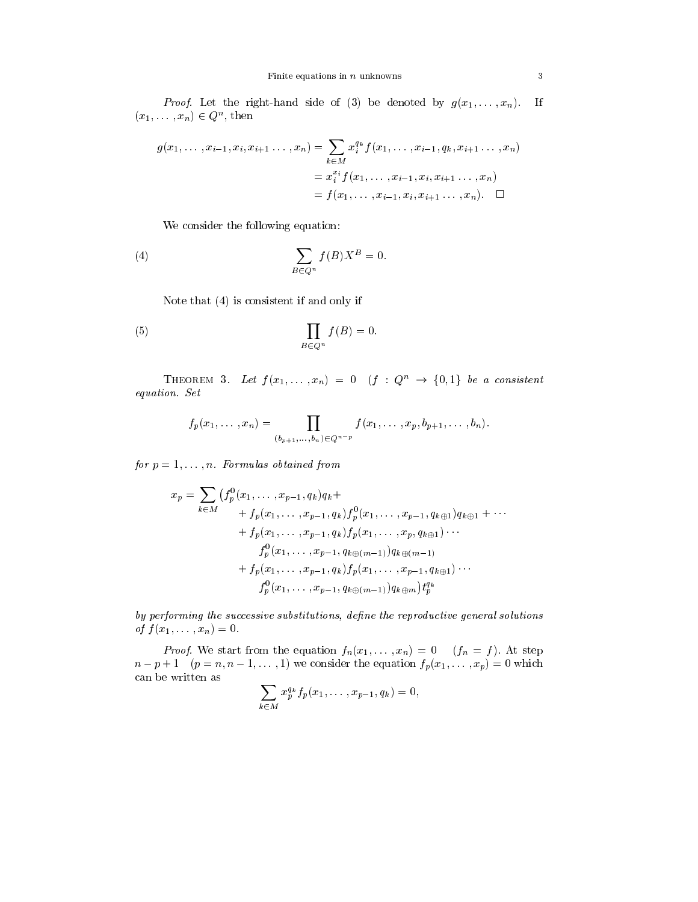*Proof.* Let the right-hand side of (3) be denoted by $g(x_1, \ldots, x_n)$. If $(x_1, \ldots, x_n) \in Q^n$, then

$$
\begin{aligned}
g(x_1, \ldots, x_{i-1}, x_i, x_{i+1} \ldots, x_n) &= \sum_{k \in M} x_i^{q_k} f(x_1, \ldots, x_{i-1}, q_k, x_{i+1} \ldots, x_n) \\
&= x_i^{x_i} f(x_1, \ldots, x_{i-1}, x_i, x_{i+1} \ldots, x_n) \\
&= f(x_1, \ldots, x_{i-1}, x_i, x_{i+1} \ldots, x_n). \quad \square
\end{aligned}
$$

We consider the following equation:

$$
\sum_{B \in Q^n} f(B) X^B = 0. \tag{4}
$$

Note that (4) is consistent if and only if

$$
\prod_{B \in Q^n} f(B) = 0. \tag{5}
$$

THEOREM 3. *Let $f(x_1, \ldots, x_n) = 0 \quad (f : Q^n \to \{0, 1\}$ be a consistent equation. Set*

$$
f_p(x_1, \ldots, x_n) = \prod_{(b_{p+1}, \ldots, b_n) \in Q^{n-p}} f(x_1, \ldots, x_p, b_{p+1}, \ldots, b_n).
$$

*for $p = 1, \ldots, n$. Formulas obtained from*

$$
\begin{aligned}
x_p = \sum_{k \in M} \big( & f_p^0(x_1, \ldots, x_{p-1}, q_k) q_k + \\
& + f_p(x_1, \ldots, x_{p-1}, q_k) f_p^0(x_1, \ldots, x_{p-1}, q_{k \oplus 1}) q_{k \oplus 1} + \cdots \\
& + f_p(x_1, \ldots, x_{p-1}, q_k) f_p(x_1, \ldots, x_p, q_{k \oplus 1}) \cdots \\
& \quad f_p^0(x_1, \ldots, x_{p-1}, q_{k \oplus (m-1)}) q_{k \oplus (m-1)} \\
& + f_p(x_1, \ldots, x_{p-1}, q_k) f_p(x_1, \ldots, x_{p-1}, q_{k \oplus 1}) \cdots \\
& \quad f_p^0(x_1, \ldots, x_{p-1}, q_{k \oplus (m-1)}) q_{k \oplus m} \big) t_p^{q_k}
\end{aligned}
$$

*by performing the successive substitutions, define the reproductive general solutions of $f(x_1, \ldots, x_n) = 0$.*

*Proof.* We start from the equation $f_n(x_1, \ldots, x_n) = 0 \quad (f_n = f)$. At step $n - p + 1 \quad (p = n, n-1, \ldots, 1)$ we consider the equation $f_p(x_1, \ldots, x_p) = 0$ which can be written as

$$
\sum_{k \in M} x_p^{q_k} f_p(x_1, \ldots, x_{p-1}, q_k) = 0,
$$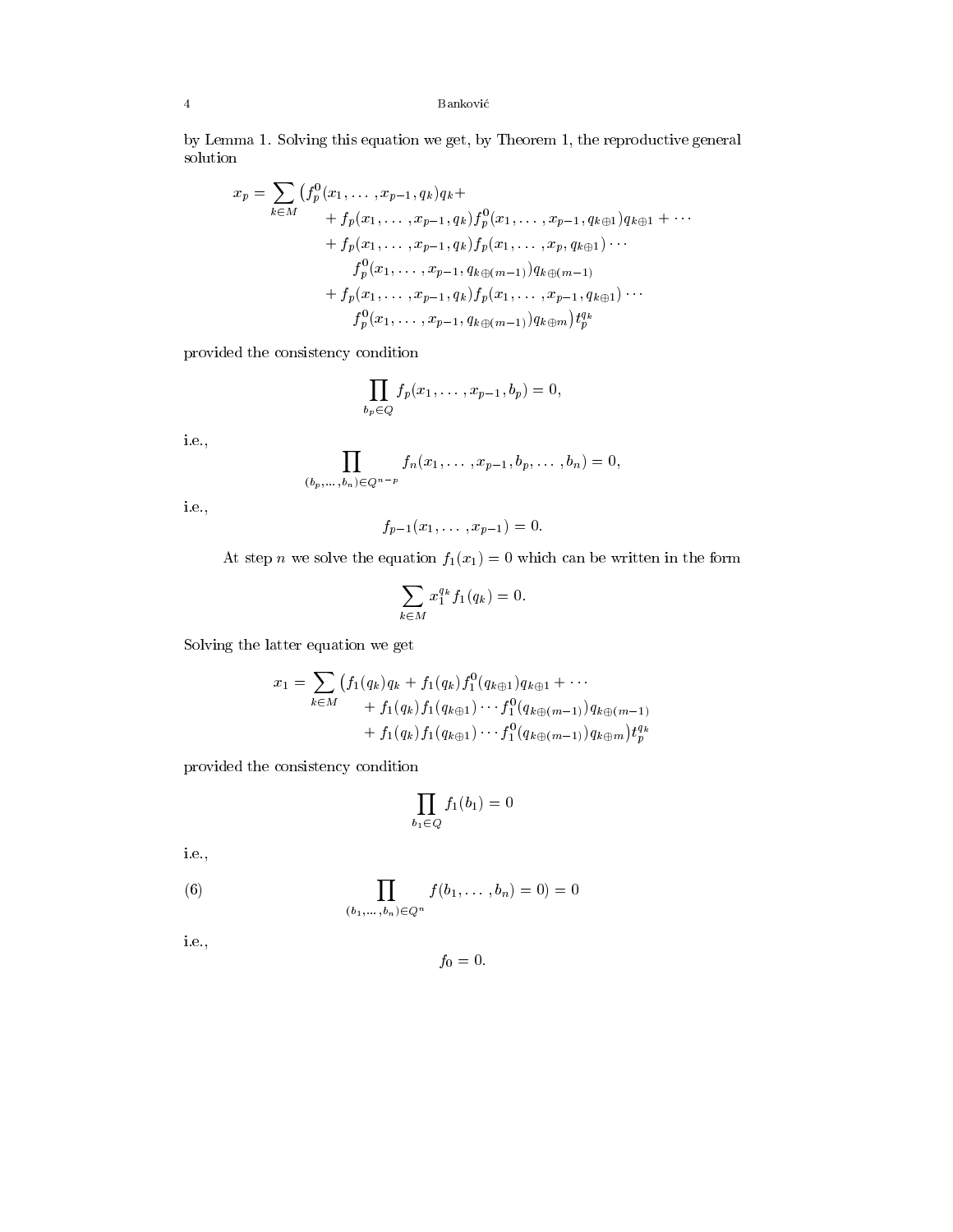by Lemma 1. Solving this equation we get, by Theorem 1, the reproductive general solution

$$
\begin{aligned}
x_p = \sum_{k\in M} \big( & f_p^0(x_1,\ldots,x_{p-1},q_k)q_k + \\
& + f_p(x_1,\ldots,x_{p-1},q_k)f_p^0(x_1,\ldots,x_{p-1},q_{k\oplus 1})q_{k\oplus 1} + \cdots \\
& + f_p(x_1,\ldots,x_{p-1},q_k)f_p(x_1,\ldots,x_p,q_{k\oplus 1})\cdots \\
& \quad f_p^0(x_1,\ldots,x_{p-1},q_{k\oplus(m-1)})q_{k\oplus(m-1)} \\
& + f_p(x_1,\ldots,x_{p-1},q_k)f_p(x_1,\ldots,x_{p-1},q_{k\oplus 1})\cdots \\
& \quad f_p^0(x_1,\ldots,x_{p-1},q_{k\oplus(m-1)})q_{k\oplus m}\big)t_p^{q_k}
\end{aligned}
$$

provided the consistency condition

$$
\prod_{b_p\in Q} f_p(x_1,\ldots,x_{p-1},b_p) = 0,
$$

i.e.,

$$
\prod_{(b_p,\ldots,b_n)\in Q^{n-p}} f_n(x_1,\ldots,x_{p-1},b_p,\ldots,b_n) = 0,
$$

i.e.,

$$
f_{p-1}(x_1,\ldots,x_{p-1}) = 0.
$$

At step $n$ we solve the equation $f_1(x_1) = 0$ which can be written in the form

$$
\sum_{k\in M} x_1^{q_k} f_1(q_k) = 0.
$$

Solving the latter equation we get

$$
\begin{aligned}
x_1 = \sum_{k\in M} \big( & f_1(q_k)q_k + f_1(q_k)f_1^0(q_{k\oplus 1})q_{k\oplus 1} + \cdots \\
& + f_1(q_k)f_1(q_{k\oplus 1})\cdots f_1^0(q_{k\oplus(m-1)})q_{k\oplus(m-1)} \\
& + f_1(q_k)f_1(q_{k\oplus 1})\cdots f_1^0(q_{k\oplus(m-1)})q_{k\oplus m}\big)t_p^{q_k}
\end{aligned}
$$

provided the consistency condition

$$
\prod_{b_1\in Q} f_1(b_1) = 0
$$

i.e.,

$$
\prod_{(b_1,\ldots,b_n)\in Q^n} f(b_1,\ldots,b_n) = 0) = 0 \tag{6}
$$

i.e.,

$$
f_0 = 0.
$$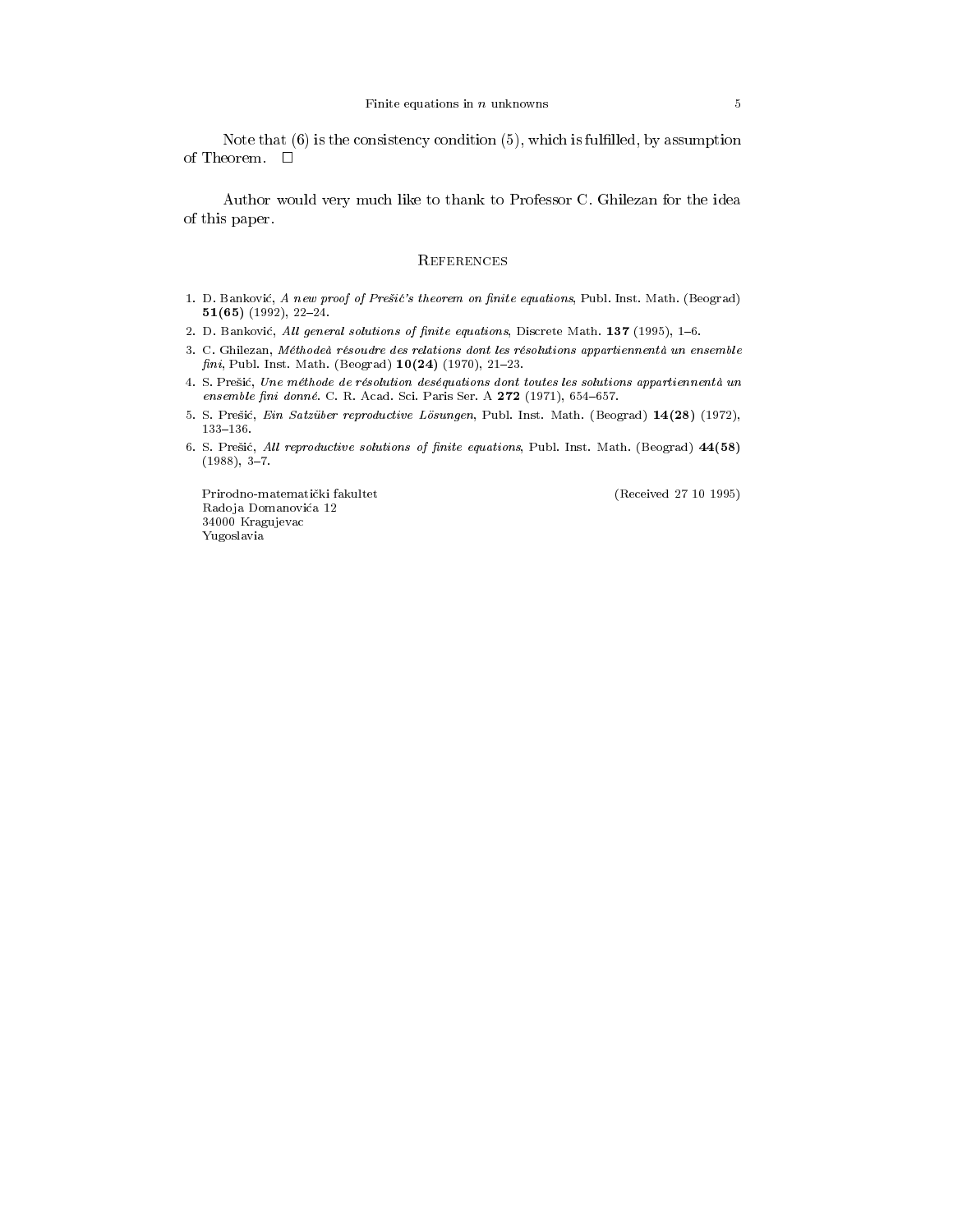Note that (6) is the consistency condition (5), which is fulfilled, by assumption of Theorem. □

Author would very much like to thank to Professor C. Ghilezan for the idea of this paper.

## References

1. D. Banković, *A new proof of Prešić's theorem on finite equations*, Publ. Inst. Math. (Beograd) **51(65)** (1992), 22–24.
2. D. Banković, *All general solutions of finite equations*, Discrete Math. **137** (1995), 1–6.
3. C. Ghilezan, *Méthodeà résoudre des relations dont les résolutions appartiennentà un ensemble fini*, Publ. Inst. Math. (Beograd) **10(24)** (1970), 21–23.
4. S. Prešić, *Une méthode de résolution deséquations dont toutes les solutions appartiennentà un ensemble fini donné*. C. R. Acad. Sci. Paris Ser. A **272** (1971), 654–657.
5. S. Prešić, *Ein Satzüber reproductive Lösungen*, Publ. Inst. Math. (Beograd) **14(28)** (1972), 133–136.
6. S. Prešić, *All reproductive solutions of finite equations*, Publ. Inst. Math. (Beograd) **44(58)** (1988), 3–7.

Prirodno-matematički fakultet
Radoja Domanovića 12
34000 Kragujevac
Yugoslavia

(Received 27 10 1995)